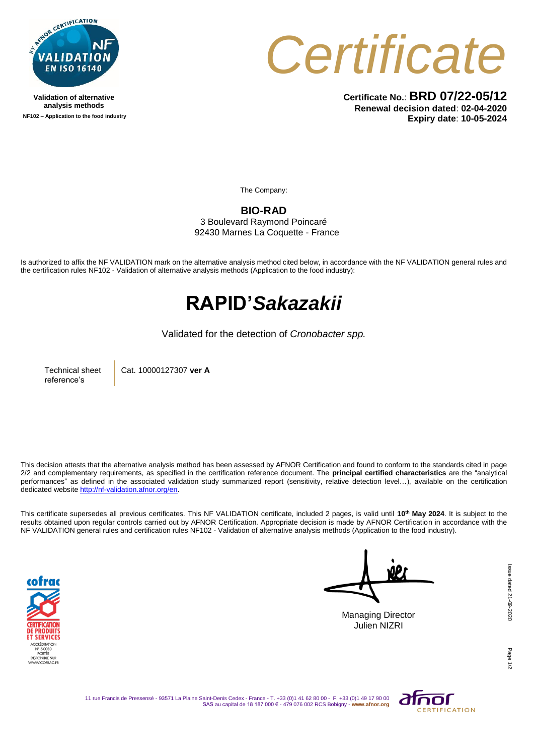Validation of alternative analysis methods

NF102 – Application to the food industry

# Certificate

**Certificate No.**: **BRD 07/22-05/12**
**Renewal decision dated**: **02-04-2020**
**Expiry date**: **10-05-2024**

The Company:

**BIO-RAD**
3 Boulevard Raymond Poincaré
92430 Marnes La Coquette - France

Is authorized to affix the NF VALIDATION mark on the alternative analysis method cited below, in accordance with the NF VALIDATION general rules and the certification rules NF102 - Validation of alternative analysis methods (Application to the food industry):

# RAPID'*Sakazakii*

Validated for the detection of *Cronobacter spp.*

| Technical sheet reference's | Cat. 10000127307 **ver A** |
|---|---|

This decision attests that the alternative analysis method has been assessed by AFNOR Certification and found to conform to the standards cited in page 2/2 and complementary requirements, as specified in the certification reference document. The **principal certified characteristics** are the "analytical performances" as defined in the associated validation study summarized report (sensitivity, relative detection level…), available on the certification dedicated website http://nf-validation.afnor.org/en.

This certificate supersedes all previous certificates. This NF VALIDATION certificate, included 2 pages, is valid until **10th May 2024**. It is subject to the results obtained upon regular controls carried out by AFNOR Certification. Appropriate decision is made by AFNOR Certification in accordance with the NF VALIDATION general rules and certification rules NF102 - Validation of alternative analysis methods (Application to the food industry).

Managing Director
Julien NIZRI

Issue dated 21-09-2020

11 rue Francis de Pressensé - 93571 La Plaine Saint-Denis Cedex - France - T. +33 (0)1 41 62 80 00 - F. +33 (0)1 49 17 90 00
SAS au capital de 18 187 000 € - 479 076 002 RCS Bobigny - **www.afnor.org**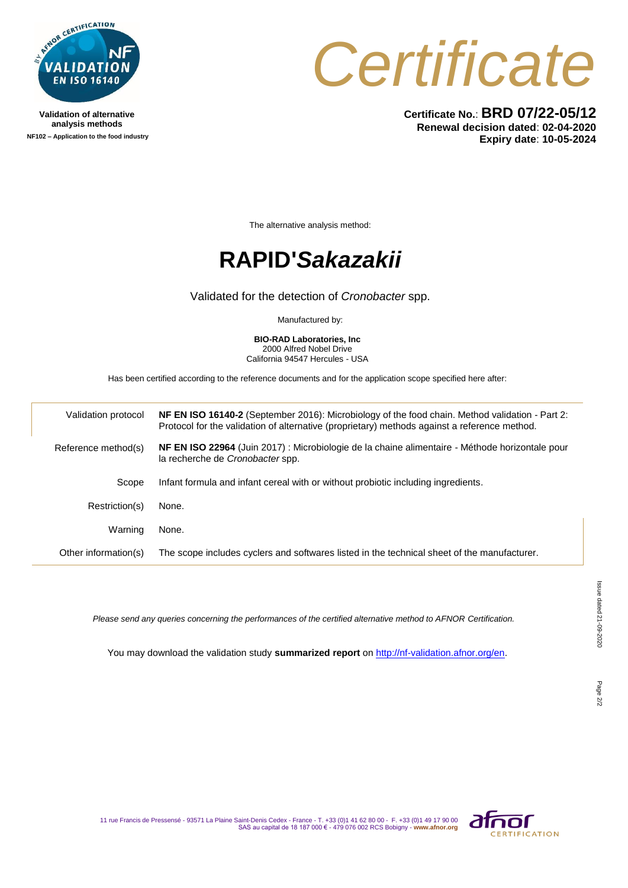Validation of alternative analysis methods

NF102 – Application to the food industry

# Certificate

**Certificate No.**: **BRD 07/22-05/12**
**Renewal decision dated**: **02-04-2020**
**Expiry date**: **10-05-2024**

The alternative analysis method:

# RAPID'*Sakazakii*

Validated for the detection of *Cronobacter* spp.

Manufactured by:

**BIO-RAD Laboratories, Inc**
2000 Alfred Nobel Drive
California 94547 Hercules - USA

Has been certified according to the reference documents and for the application scope specified here after:

| | |
|---|---|
| Validation protocol | **NF EN ISO 16140-2** (September 2016): Microbiology of the food chain. Method validation - Part 2: Protocol for the validation of alternative (proprietary) methods against a reference method. |
| Reference method(s) | **NF EN ISO 22964** (Juin 2017) : Microbiologie de la chaine alimentaire - Méthode horizontale pour la recherche de *Cronobacter* spp. |
| Scope | Infant formula and infant cereal with or without probiotic including ingredients. |
| Restriction(s) | None. |
| Warning | None. |
| Other information(s) | The scope includes cyclers and softwares listed in the technical sheet of the manufacturer. |

*Please send any queries concerning the performances of the certified alternative method to AFNOR Certification.*

You may download the validation study **summarized report** on http://nf-validation.afnor.org/en.

Issue dated 21-09-2020

11 rue Francis de Pressensé - 93571 La Plaine Saint-Denis Cedex - France - T. +33 (0)1 41 62 80 00 - F. +33 (0)1 49 17 90 00
SAS au capital de 18 187 000 € - 479 076 002 RCS Bobigny - **www.afnor.org**